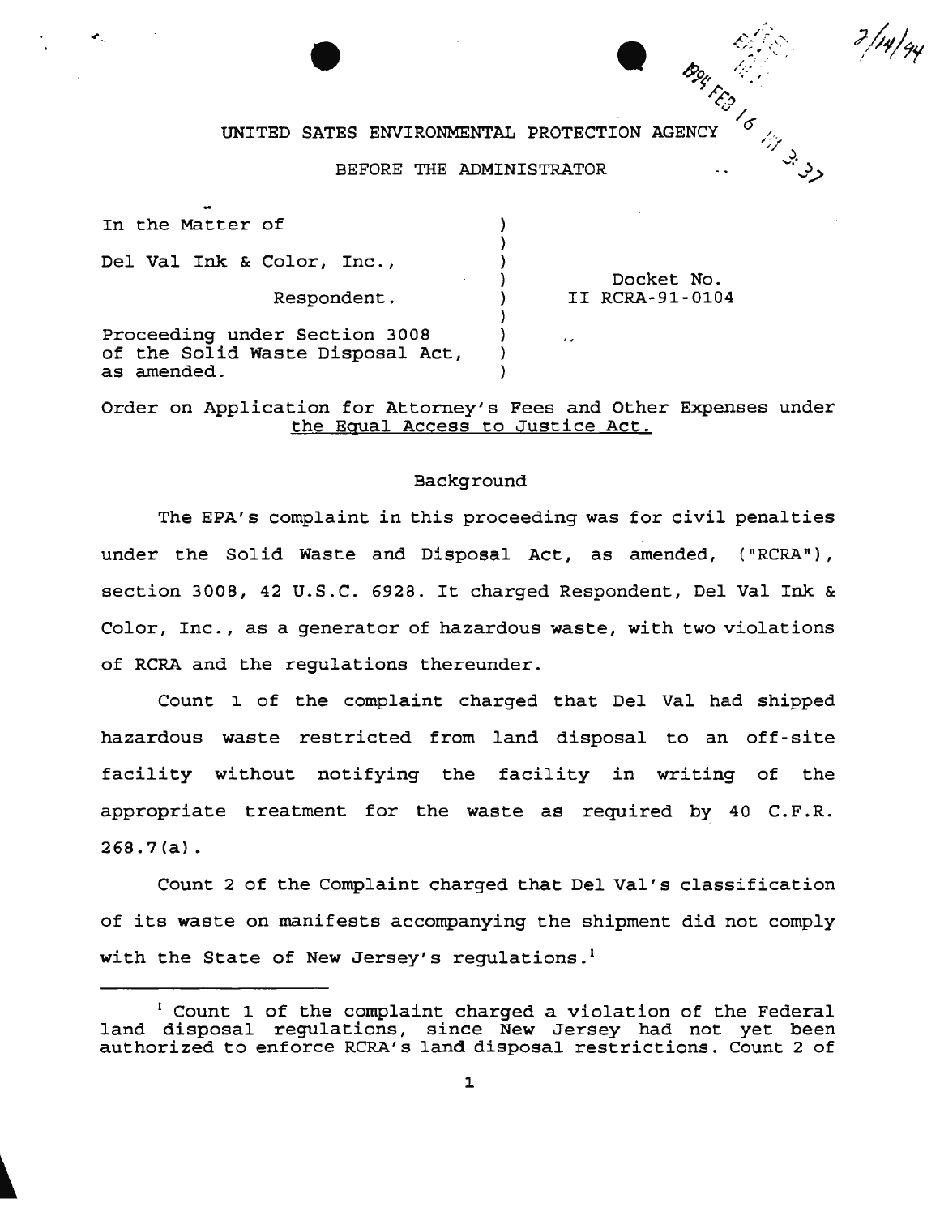UNITED SATES ENVIRONMENTAL PROTECTION AGENCY

BEFORE THE ADMINISTRATOR

| | |
|---|---|
| In the Matter of<br><br>Del Val Ink & Color, Inc.,<br><br>Respondent.<br><br>Proceeding under Section 3008 of the Solid Waste Disposal Act, as amended. | Docket No. II RCRA-91-0104 |

Order on Application for Attorney's Fees and Other Expenses under the Equal Access to Justice Act.

## Background

The EPA's complaint in this proceeding was for civil penalties under the Solid Waste and Disposal Act, as amended, ("RCRA"), section 3008, 42 U.S.C. 6928. It charged Respondent, Del Val Ink & Color, Inc., as a generator of hazardous waste, with two violations of RCRA and the regulations thereunder.

Count 1 of the complaint charged that Del Val had shipped hazardous waste restricted from land disposal to an off-site facility without notifying the facility in writing of the appropriate treatment for the waste as required by 40 C.F.R. 268.7(a).

Count 2 of the Complaint charged that Del Val's classification of its waste on manifests accompanying the shipment did not comply with the State of New Jersey's regulations.[1]

---

[1] Count 1 of the complaint charged a violation of the Federal land disposal regulations, since New Jersey had not yet been authorized to enforce RCRA's land disposal restrictions. Count 2 of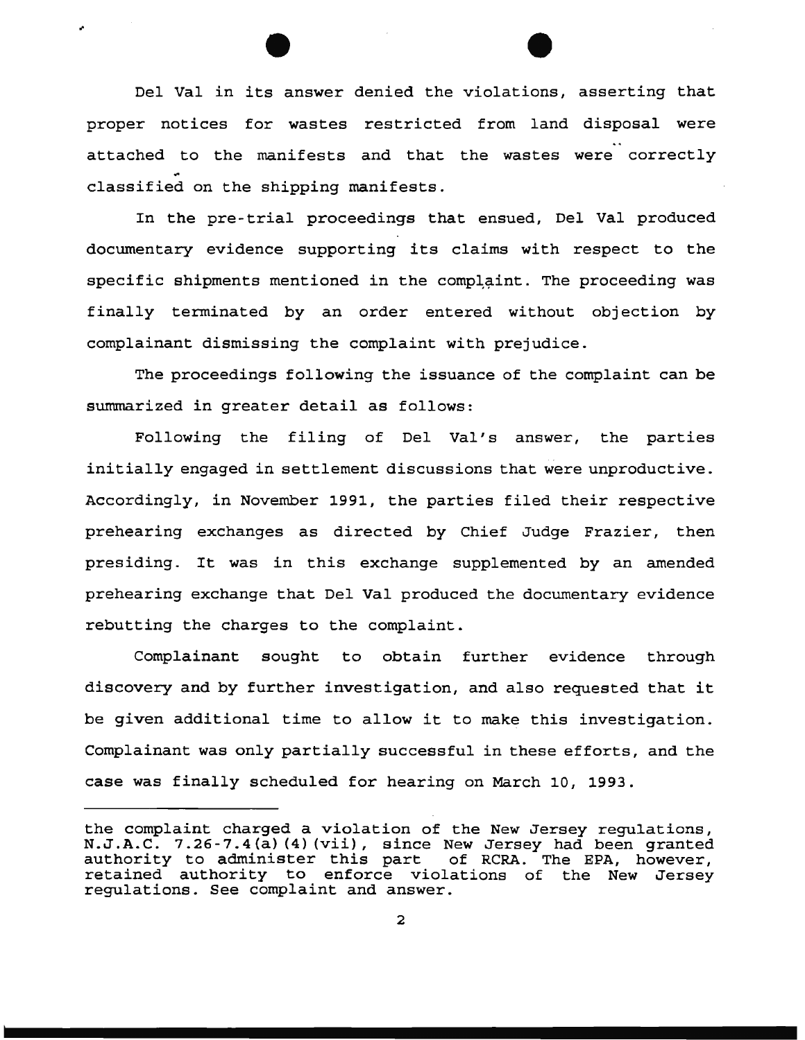Del Val in its answer denied the violations, asserting that proper notices for wastes restricted from land disposal were attached to the manifests and that the wastes were correctly classified on the shipping manifests.

In the pre-trial proceedings that ensued, Del Val produced documentary evidence supporting its claims with respect to the specific shipments mentioned in the complaint. The proceeding was finally terminated by an order entered without objection by complainant dismissing the complaint with prejudice.

The proceedings following the issuance of the complaint can be summarized in greater detail as follows:

Following the filing of Del Val's answer, the parties initially engaged in settlement discussions that were unproductive. Accordingly, in November 1991, the parties filed their respective prehearing exchanges as directed by Chief Judge Frazier, then presiding. It was in this exchange supplemented by an amended prehearing exchange that Del Val produced the documentary evidence rebutting the charges to the complaint.

Complainant sought to obtain further evidence through discovery and by further investigation, and also requested that it be given additional time to allow it to make this investigation. Complainant was only partially successful in these efforts, and the case was finally scheduled for hearing on March 10, 1993.

---

the complaint charged a violation of the New Jersey regulations, N.J.A.C. 7.26-7.4(a)(4)(vii), since New Jersey had been granted authority to administer this part of RCRA. The EPA, however, retained authority to enforce violations of the New Jersey regulations. See complaint and answer.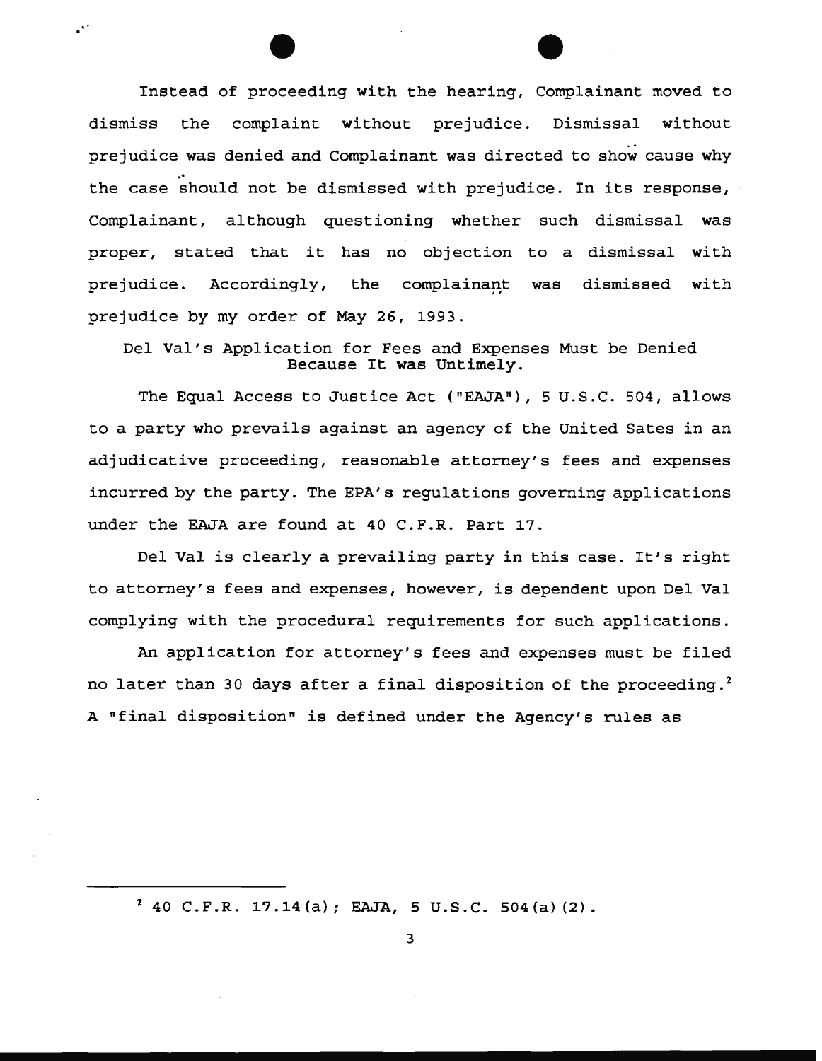Instead of proceeding with the hearing, Complainant moved to dismiss the complaint without prejudice. Dismissal without prejudice was denied and Complainant was directed to show cause why the case should not be dismissed with prejudice. In its response, Complainant, although questioning whether such dismissal was proper, stated that it has no objection to a dismissal with prejudice. Accordingly, the complainant was dismissed with prejudice by my order of May 26, 1993.

Del Val's Application for Fees and Expenses Must be Denied Because It was Untimely.

The Equal Access to Justice Act ("EAJA"), 5 U.S.C. 504, allows to a party who prevails against an agency of the United Sates in an adjudicative proceeding, reasonable attorney's fees and expenses incurred by the party. The EPA's regulations governing applications under the EAJA are found at 40 C.F.R. Part 17.

Del Val is clearly a prevailing party in this case. It's right to attorney's fees and expenses, however, is dependent upon Del Val complying with the procedural requirements for such applications.

An application for attorney's fees and expenses must be filed no later than 30 days after a final disposition of the proceeding.[2] A "final disposition" is defined under the Agency's rules as

---

[2] 40 C.F.R. 17.14(a); EAJA, 5 U.S.C. 504(a)(2).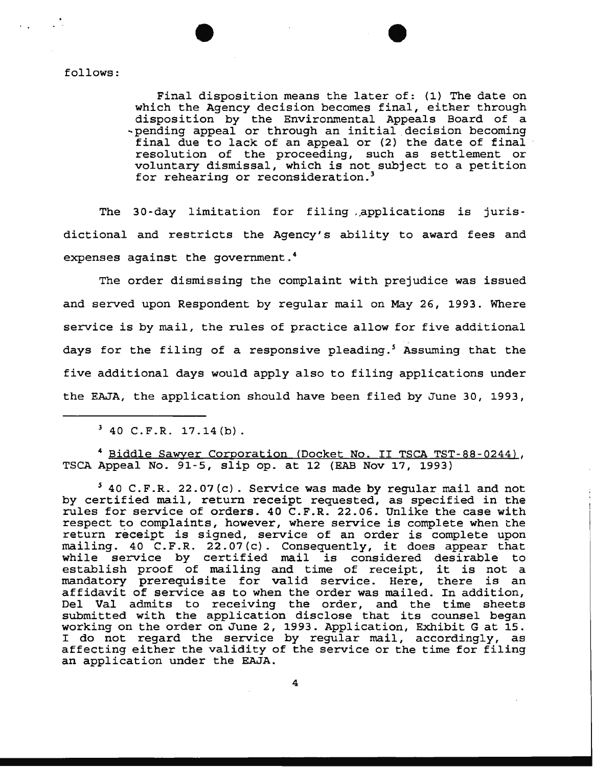follows:

> Final disposition means the later of: (1) The date on which the Agency decision becomes final, either through disposition by the Environmental Appeals Board of a pending appeal or through an initial decision becoming final due to lack of an appeal or (2) the date of final resolution of the proceeding, such as settlement or voluntary dismissal, which is not subject to a petition for rehearing or reconsideration.[3]

The 30-day limitation for filing applications is jurisdictional and restricts the Agency's ability to award fees and expenses against the government.[4]

The order dismissing the complaint with prejudice was issued and served upon Respondent by regular mail on May 26, 1993. Where service is by mail, the rules of practice allow for five additional days for the filing of a responsive pleading.[5] Assuming that the five additional days would apply also to filing applications under the EAJA, the application should have been filed by June 30, 1993,

---

[3] 40 C.F.R. 17.14(b).

[4] Biddle Sawyer Corporation (Docket No. II TSCA TST-88-0244), TSCA Appeal No. 91-5, slip op. at 12 (EAB Nov 17, 1993)

[5] 40 C.F.R. 22.07(c). Service was made by regular mail and not by certified mail, return receipt requested, as specified in the rules for service of orders. 40 C.F.R. 22.06. Unlike the case with respect to complaints, however, where service is complete when the return receipt is signed, service of an order is complete upon mailing. 40 C.F.R. 22.07(c). Consequently, it does appear that while service by certified mail is considered desirable to establish proof of mailing and time of receipt, it is not a mandatory prerequisite for valid service. Here, there is an affidavit of service as to when the order was mailed. In addition, Del Val admits to receiving the order, and the time sheets submitted with the application disclose that its counsel began working on the order on June 2, 1993. Application, Exhibit G at 15. I do not regard the service by regular mail, accordingly, as affecting either the validity of the service or the time for filing an application under the EAJA.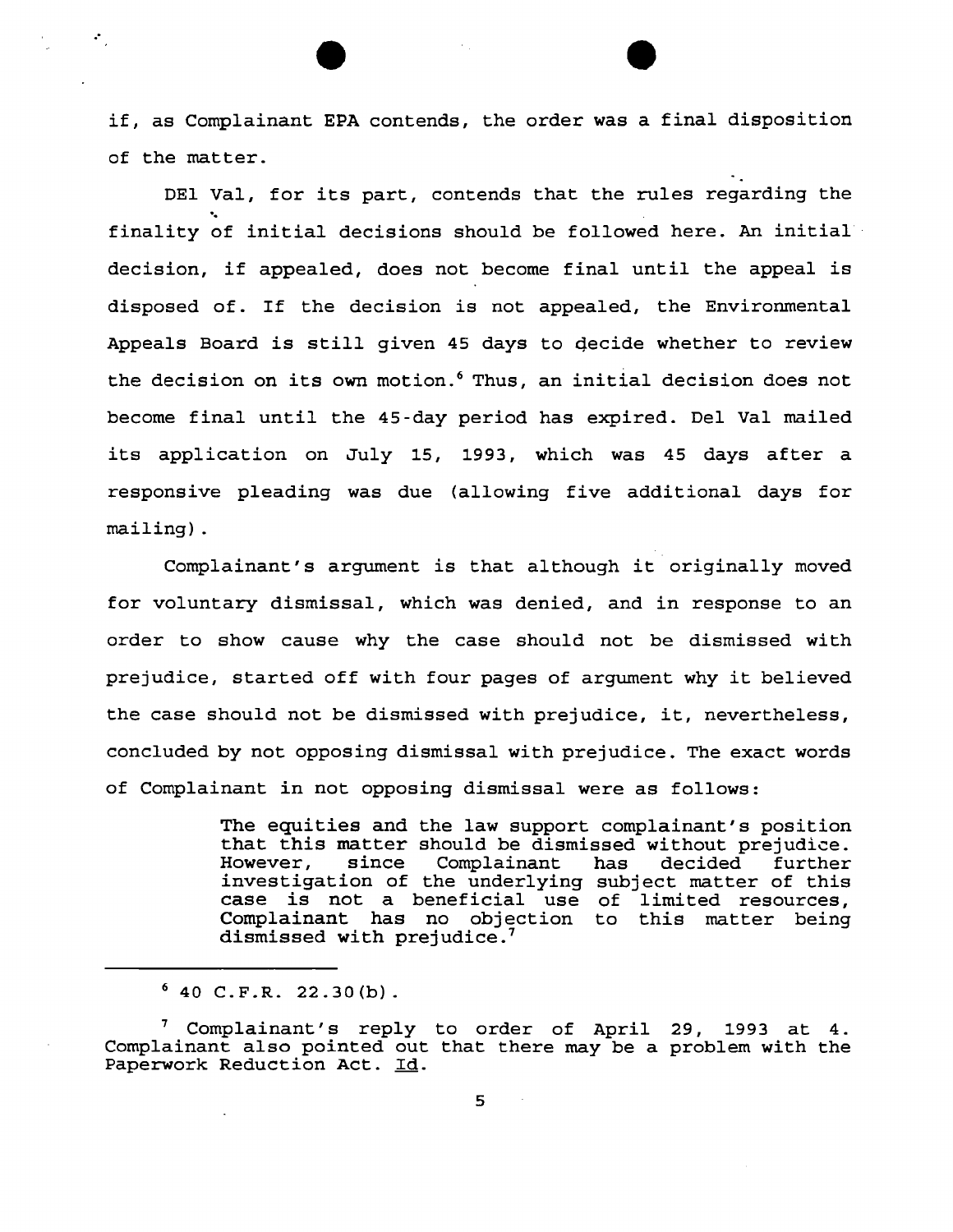if, as Complainant EPA contends, the order was a final disposition of the matter.

DEl Val, for its part, contends that the rules regarding the finality of initial decisions should be followed here. An initial decision, if appealed, does not become final until the appeal is disposed of. If the decision is not appealed, the Environmental Appeals Board is still given 45 days to decide whether to review the decision on its own motion.[6] Thus, an initial decision does not become final until the 45-day period has expired. Del Val mailed its application on July 15, 1993, which was 45 days after a responsive pleading was due (allowing five additional days for mailing).

Complainant's argument is that although it originally moved for voluntary dismissal, which was denied, and in response to an order to show cause why the case should not be dismissed with prejudice, started off with four pages of argument why it believed the case should not be dismissed with prejudice, it, nevertheless, concluded by not opposing dismissal with prejudice. The exact words of Complainant in not opposing dismissal were as follows:

> The equities and the law support complainant's position that this matter should be dismissed without prejudice. However, since Complainant has decided further investigation of the underlying subject matter of this case is not a beneficial use of limited resources, Complainant has no objection to this matter being dismissed with prejudice.[7]

---

[6] 40 C.F.R. 22.30(b).

[7] Complainant's reply to order of April 29, 1993 at 4. Complainant also pointed out that there may be a problem with the Paperwork Reduction Act. Id.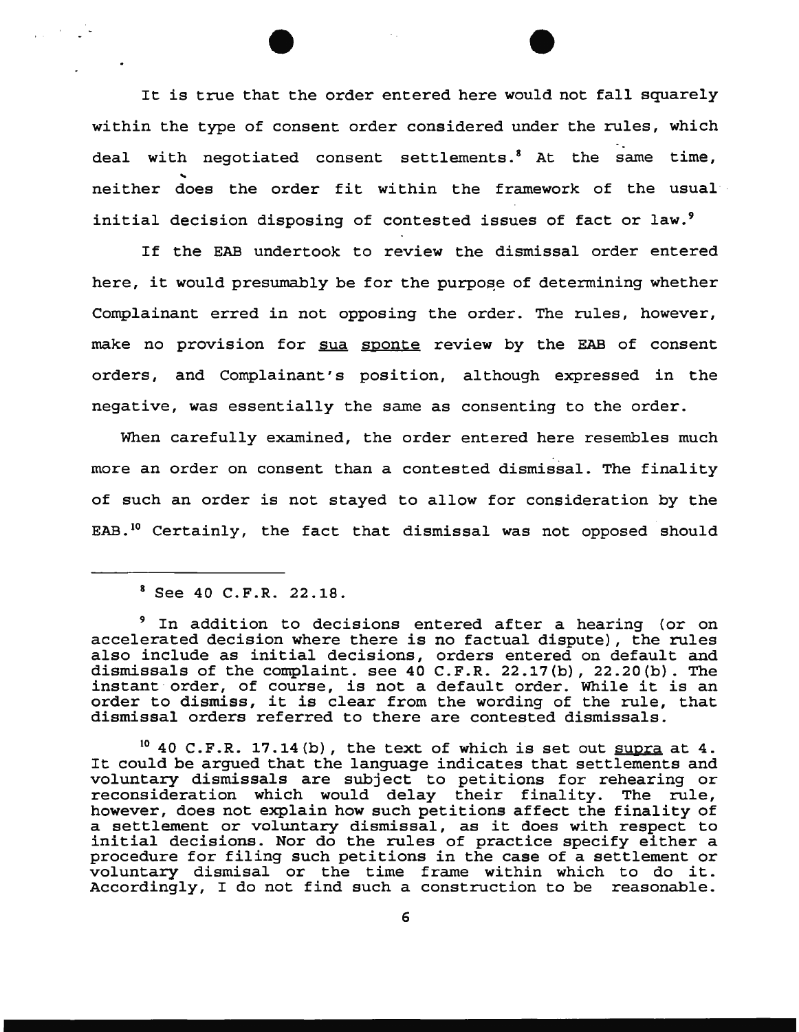It is true that the order entered here would not fall squarely within the type of consent order considered under the rules, which deal with negotiated consent settlements.[8] At the same time, neither does the order fit within the framework of the usual initial decision disposing of contested issues of fact or law.[9]

If the EAB undertook to review the dismissal order entered here, it would presumably be for the purpose of determining whether Complainant erred in not opposing the order. The rules, however, make no provision for sua sponte review by the EAB of consent orders, and Complainant's position, although expressed in the negative, was essentially the same as consenting to the order.

When carefully examined, the order entered here resembles much more an order on consent than a contested dismissal. The finality of such an order is not stayed to allow for consideration by the EAB.[10] Certainly, the fact that dismissal was not opposed should

---

[8] See 40 C.F.R. 22.18.

[9] In addition to decisions entered after a hearing (or on accelerated decision where there is no factual dispute), the rules also include as initial decisions, orders entered on default and dismissals of the complaint. see 40 C.F.R. 22.17(b), 22.20(b). The instant order, of course, is not a default order. While it is an order to dismiss, it is clear from the wording of the rule, that dismissal orders referred to there are contested dismissals.

[10] 40 C.F.R. 17.14(b), the text of which is set out supra at 4. It could be argued that the language indicates that settlements and voluntary dismissals are subject to petitions for rehearing or reconsideration which would delay their finality. The rule, however, does not explain how such petitions affect the finality of a settlement or voluntary dismissal, as it does with respect to initial decisions. Nor do the rules of practice specify either a procedure for filing such petitions in the case of a settlement or voluntary dismisal or the time frame within which to do it. Accordingly, I do not find such a construction to be reasonable.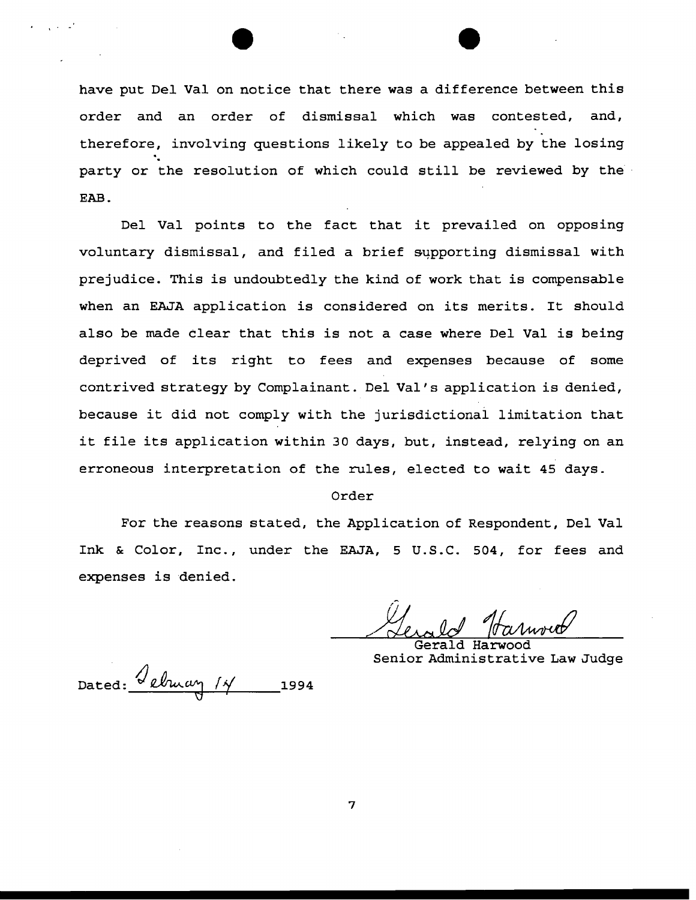have put Del Val on notice that there was a difference between this order and an order of dismissal which was contested, and, therefore, involving questions likely to be appealed by the losing party or the resolution of which could still be reviewed by the EAB.

Del Val points to the fact that it prevailed on opposing voluntary dismissal, and filed a brief supporting dismissal with prejudice. This is undoubtedly the kind of work that is compensable when an EAJA application is considered on its merits. It should also be made clear that this is not a case where Del Val is being deprived of its right to fees and expenses because of some contrived strategy by Complainant. Del Val's application is denied, because it did not comply with the jurisdictional limitation that it file its application within 30 days, but, instead, relying on an erroneous interpretation of the rules, elected to wait 45 days.

Order

For the reasons stated, the Application of Respondent, Del Val Ink & Color, Inc., under the EAJA, 5 U.S.C. 504, for fees and expenses is denied.

Gerald Harwood
Gerald Harwood
Senior Administrative Law Judge

Dated: February 14 1994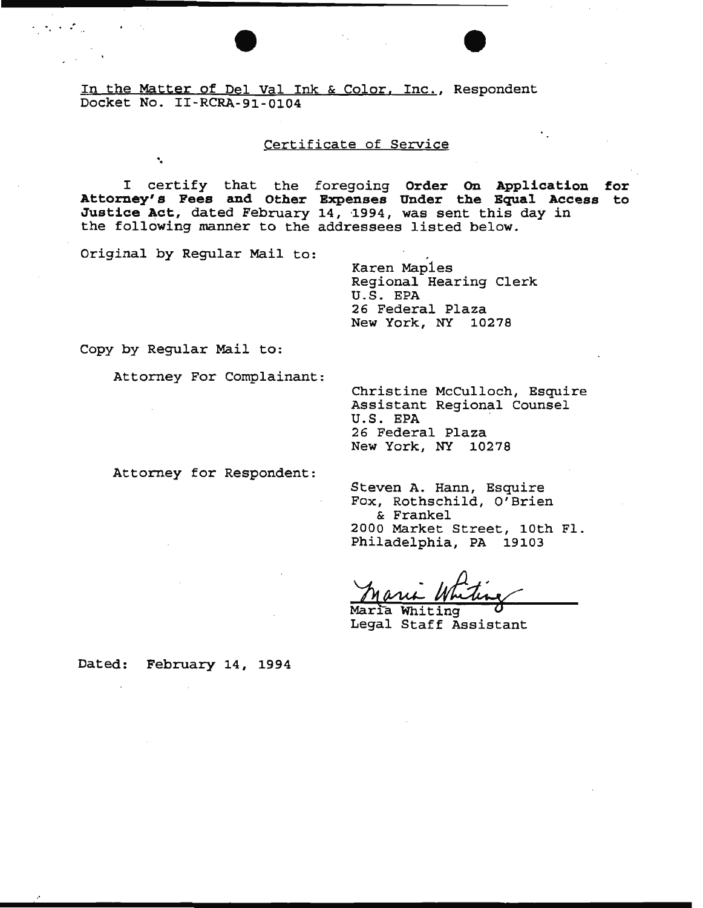In the Matter of Del Val Ink & Color, Inc., Respondent
Docket No. II-RCRA-91-0104

## Certificate of Service

I certify that the foregoing **Order On Application for Attorney's Fees and Other Expenses Under the Equal Access to Justice Act**, dated February 14, 1994, was sent this day in the following manner to the addressees listed below.

Original by Regular Mail to:

Karen Maples
Regional Hearing Clerk
U.S. EPA
26 Federal Plaza
New York, NY 10278

Copy by Regular Mail to:

Attorney For Complainant:

Christine McCulloch, Esquire
Assistant Regional Counsel
U.S. EPA
26 Federal Plaza
New York, NY 10278

Attorney for Respondent:

Steven A. Hann, Esquire
Fox, Rothschild, O'Brien
& Frankel
2000 Market Street, 10th Fl.
Philadelphia, PA 19103

Maria Whiting
Maria Whiting
Legal Staff Assistant

Dated: February 14, 1994